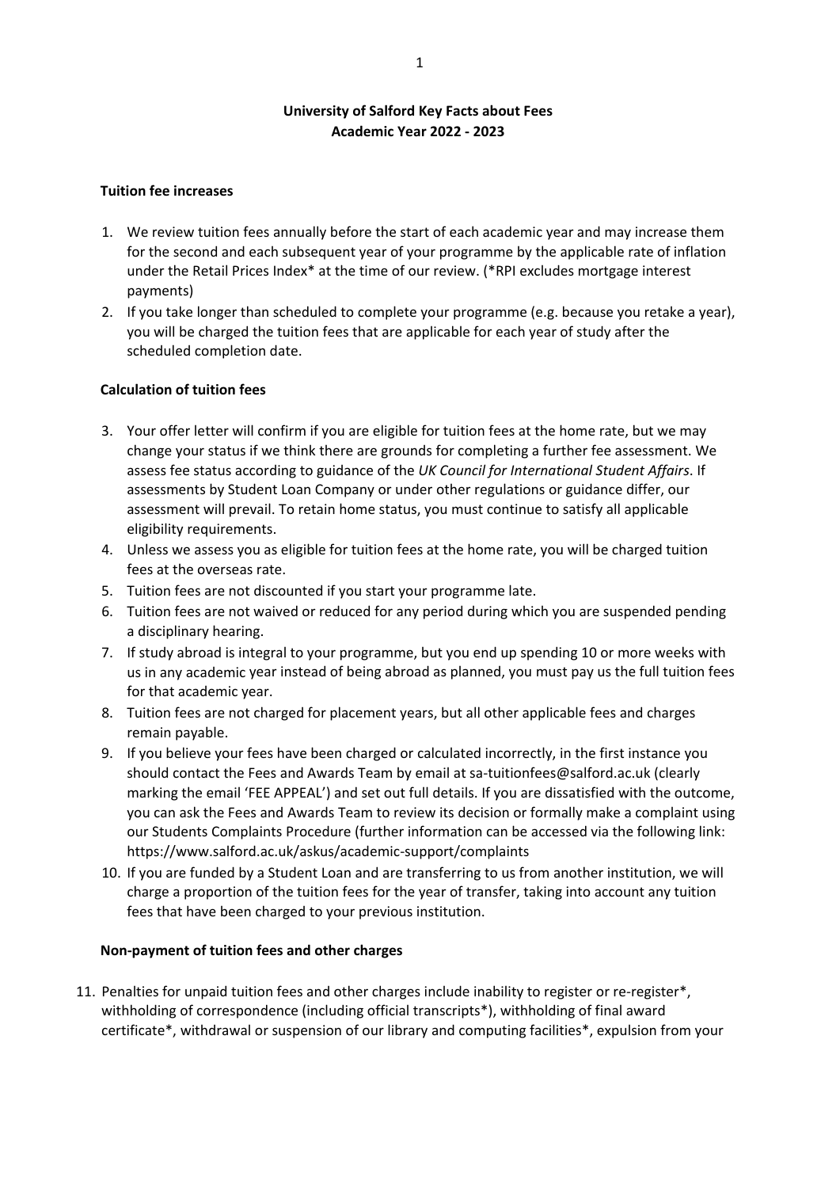# University of Salford Key Facts about Fees
# Academic Year 2022 - 2023

## Tuition fee increases

1. We review tuition fees annually before the start of each academic year and may increase them for the second and each subsequent year of your programme by the applicable rate of inflation under the Retail Prices Index* at the time of our review. (*RPI excludes mortgage interest payments)
2. If you take longer than scheduled to complete your programme (e.g. because you retake a year), you will be charged the tuition fees that are applicable for each year of study after the scheduled completion date.

## Calculation of tuition fees

3. Your offer letter will confirm if you are eligible for tuition fees at the home rate, but we may change your status if we think there are grounds for completing a further fee assessment. We assess fee status according to guidance of the *UK Council for International Student Affairs*. If assessments by Student Loan Company or under other regulations or guidance differ, our assessment will prevail. To retain home status, you must continue to satisfy all applicable eligibility requirements.
4. Unless we assess you as eligible for tuition fees at the home rate, you will be charged tuition fees at the overseas rate.
5. Tuition fees are not discounted if you start your programme late.
6. Tuition fees are not waived or reduced for any period during which you are suspended pending a disciplinary hearing.
7. If study abroad is integral to your programme, but you end up spending 10 or more weeks with us in any academic year instead of being abroad as planned, you must pay us the full tuition fees for that academic year.
8. Tuition fees are not charged for placement years, but all other applicable fees and charges remain payable.
9. If you believe your fees have been charged or calculated incorrectly, in the first instance you should contact the Fees and Awards Team by email at sa-tuitionfees@salford.ac.uk (clearly marking the email 'FEE APPEAL') and set out full details. If you are dissatisfied with the outcome, you can ask the Fees and Awards Team to review its decision or formally make a complaint using our Students Complaints Procedure (further information can be accessed via the following link: https://www.salford.ac.uk/askus/academic-support/complaints
10. If you are funded by a Student Loan and are transferring to us from another institution, we will charge a proportion of the tuition fees for the year of transfer, taking into account any tuition fees that have been charged to your previous institution.

## Non-payment of tuition fees and other charges

11. Penalties for unpaid tuition fees and other charges include inability to register or re-register*, withholding of correspondence (including official transcripts*), withholding of final award certificate*, withdrawal or suspension of our library and computing facilities*, expulsion from your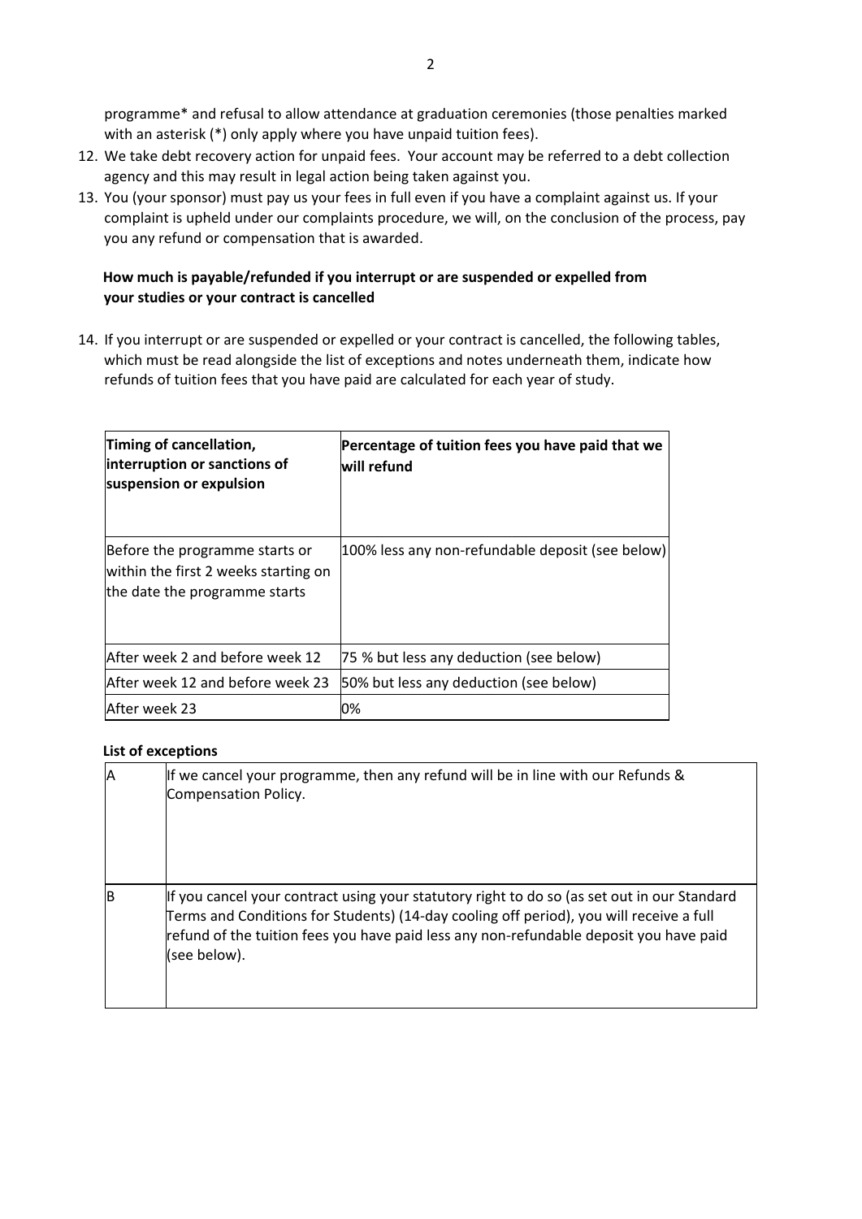programme* and refusal to allow attendance at graduation ceremonies (those penalties marked with an asterisk (*) only apply where you have unpaid tuition fees).

12. We take debt recovery action for unpaid fees. Your account may be referred to a debt collection agency and this may result in legal action being taken against you.
13. You (your sponsor) must pay us your fees in full even if you have a complaint against us. If your complaint is upheld under our complaints procedure, we will, on the conclusion of the process, pay you any refund or compensation that is awarded.

**How much is payable/refunded if you interrupt or are suspended or expelled from your studies or your contract is cancelled**

14. If you interrupt or are suspended or expelled or your contract is cancelled, the following tables, which must be read alongside the list of exceptions and notes underneath them, indicate how refunds of tuition fees that you have paid are calculated for each year of study.

| Timing of cancellation, interruption or sanctions of suspension or expulsion | Percentage of tuition fees you have paid that we will refund |
|---|---|
| Before the programme starts or within the first 2 weeks starting on the date the programme starts | 100% less any non-refundable deposit (see below) |
| After week 2 and before week 12 | 75 % but less any deduction (see below) |
| After week 12 and before week 23 | 50% but less any deduction (see below) |
| After week 23 | 0% |

**List of exceptions**

| | |
|---|---|
| A | If we cancel your programme, then any refund will be in line with our Refunds & Compensation Policy. |
| B | If you cancel your contract using your statutory right to do so (as set out in our Standard Terms and Conditions for Students) (14-day cooling off period), you will receive a full refund of the tuition fees you have paid less any non-refundable deposit you have paid (see below). |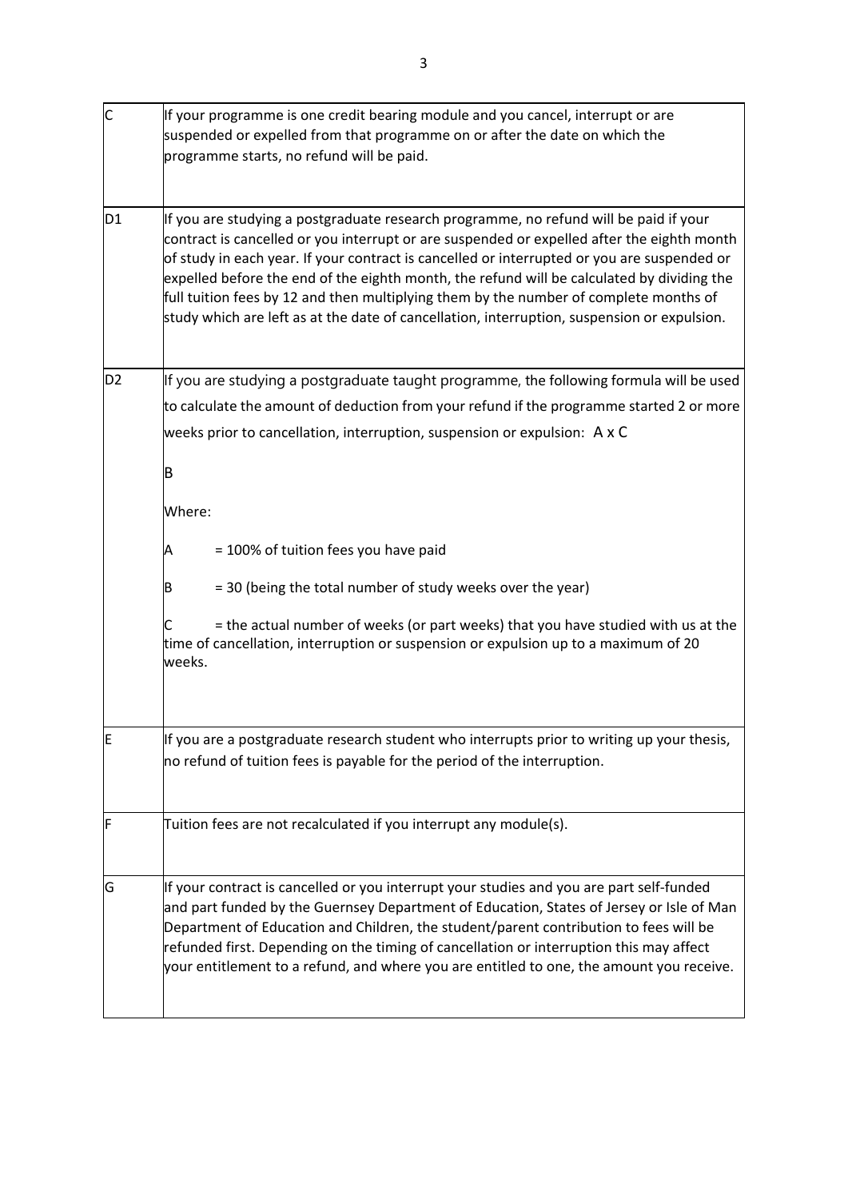| | |
|---|---|
| C | If your programme is one credit bearing module and you cancel, interrupt or are suspended or expelled from that programme on or after the date on which the programme starts, no refund will be paid. |
| D1 | If you are studying a postgraduate research programme, no refund will be paid if your contract is cancelled or you interrupt or are suspended or expelled after the eighth month of study in each year. If your contract is cancelled or interrupted or you are suspended or expelled before the end of the eighth month, the refund will be calculated by dividing the full tuition fees by 12 and then multiplying them by the number of complete months of study which are left as at the date of cancellation, interruption, suspension or expulsion. |
| D2 | If you are studying a postgraduate taught programme, the following formula will be used to calculate the amount of deduction from your refund if the programme started 2 or more weeks prior to cancellation, interruption, suspension or expulsion: $\frac{A \times C}{B}$<br><br>Where:<br><br>A = 100% of tuition fees you have paid<br><br>B = 30 (being the total number of study weeks over the year)<br><br>C = the actual number of weeks (or part weeks) that you have studied with us at the time of cancellation, interruption or suspension or expulsion up to a maximum of 20 weeks. |
| E | If you are a postgraduate research student who interrupts prior to writing up your thesis, no refund of tuition fees is payable for the period of the interruption. |
| F | Tuition fees are not recalculated if you interrupt any module(s). |
| G | If your contract is cancelled or you interrupt your studies and you are part self-funded and part funded by the Guernsey Department of Education, States of Jersey or Isle of Man Department of Education and Children, the student/parent contribution to fees will be refunded first. Depending on the timing of cancellation or interruption this may affect your entitlement to a refund, and where you are entitled to one, the amount you receive. |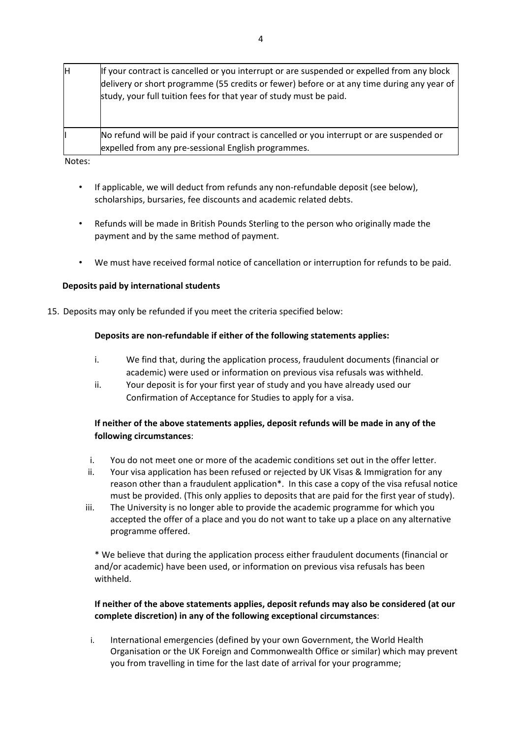| | |
|---|---|
| H | If your contract is cancelled or you interrupt or are suspended or expelled from any block delivery or short programme (55 credits or fewer) before or at any time during any year of study, your full tuition fees for that year of study must be paid. |
| I | No refund will be paid if your contract is cancelled or you interrupt or are suspended or expelled from any pre-sessional English programmes. |

Notes:

- If applicable, we will deduct from refunds any non-refundable deposit (see below), scholarships, bursaries, fee discounts and academic related debts.
- Refunds will be made in British Pounds Sterling to the person who originally made the payment and by the same method of payment.
- We must have received formal notice of cancellation or interruption for refunds to be paid.

**Deposits paid by international students**

15. Deposits may only be refunded if you meet the criteria specified below:

    **Deposits are non-refundable if either of the following statements applies:**

    i. We find that, during the application process, fraudulent documents (financial or academic) were used or information on previous visa refusals was withheld.
    ii. Your deposit is for your first year of study and you have already used our Confirmation of Acceptance for Studies to apply for a visa.

    **If neither of the above statements applies, deposit refunds will be made in any of the following circumstances**:

    i. You do not meet one or more of the academic conditions set out in the offer letter.
    ii. Your visa application has been refused or rejected by UK Visas & Immigration for any reason other than a fraudulent application*. In this case a copy of the visa refusal notice must be provided. (This only applies to deposits that are paid for the first year of study).
    iii. The University is no longer able to provide the academic programme for which you accepted the offer of a place and you do not want to take up a place on any alternative programme offered.

    * We believe that during the application process either fraudulent documents (financial or and/or academic) have been used, or information on previous visa refusals has been withheld.

    **If neither of the above statements applies, deposit refunds may also be considered (at our complete discretion) in any of the following exceptional circumstances**:

    i. International emergencies (defined by your own Government, the World Health Organisation or the UK Foreign and Commonwealth Office or similar) which may prevent you from travelling in time for the last date of arrival for your programme;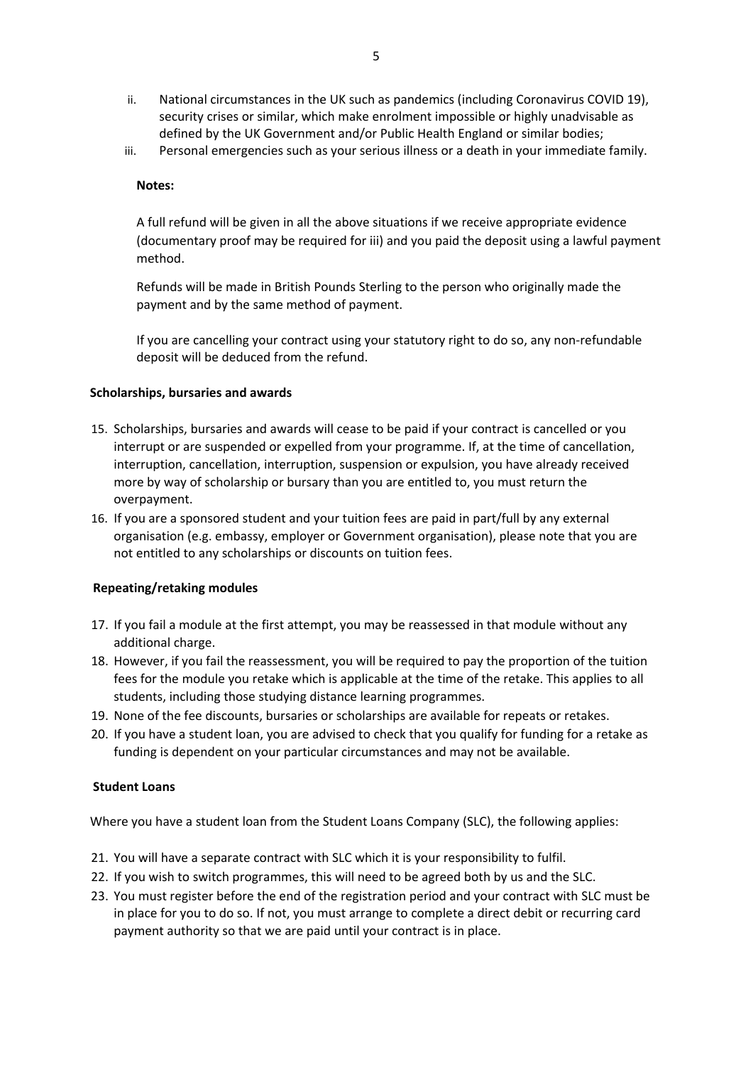ii. National circumstances in the UK such as pandemics (including Coronavirus COVID 19), security crises or similar, which make enrolment impossible or highly unadvisable as defined by the UK Government and/or Public Health England or similar bodies;

iii. Personal emergencies such as your serious illness or a death in your immediate family.

**Notes:**

A full refund will be given in all the above situations if we receive appropriate evidence (documentary proof may be required for iii) and you paid the deposit using a lawful payment method.

Refunds will be made in British Pounds Sterling to the person who originally made the payment and by the same method of payment.

If you are cancelling your contract using your statutory right to do so, any non-refundable deposit will be deduced from the refund.

**Scholarships, bursaries and awards**

15. Scholarships, bursaries and awards will cease to be paid if your contract is cancelled or you interrupt or are suspended or expelled from your programme. If, at the time of cancellation, interruption, cancellation, interruption, suspension or expulsion, you have already received more by way of scholarship or bursary than you are entitled to, you must return the overpayment.
16. If you are a sponsored student and your tuition fees are paid in part/full by any external organisation (e.g. embassy, employer or Government organisation), please note that you are not entitled to any scholarships or discounts on tuition fees.

**Repeating/retaking modules**

17. If you fail a module at the first attempt, you may be reassessed in that module without any additional charge.
18. However, if you fail the reassessment, you will be required to pay the proportion of the tuition fees for the module you retake which is applicable at the time of the retake. This applies to all students, including those studying distance learning programmes.
19. None of the fee discounts, bursaries or scholarships are available for repeats or retakes.
20. If you have a student loan, you are advised to check that you qualify for funding for a retake as funding is dependent on your particular circumstances and may not be available.

**Student Loans**

Where you have a student loan from the Student Loans Company (SLC), the following applies:

21. You will have a separate contract with SLC which it is your responsibility to fulfil.
22. If you wish to switch programmes, this will need to be agreed both by us and the SLC.
23. You must register before the end of the registration period and your contract with SLC must be in place for you to do so. If not, you must arrange to complete a direct debit or recurring card payment authority so that we are paid until your contract is in place.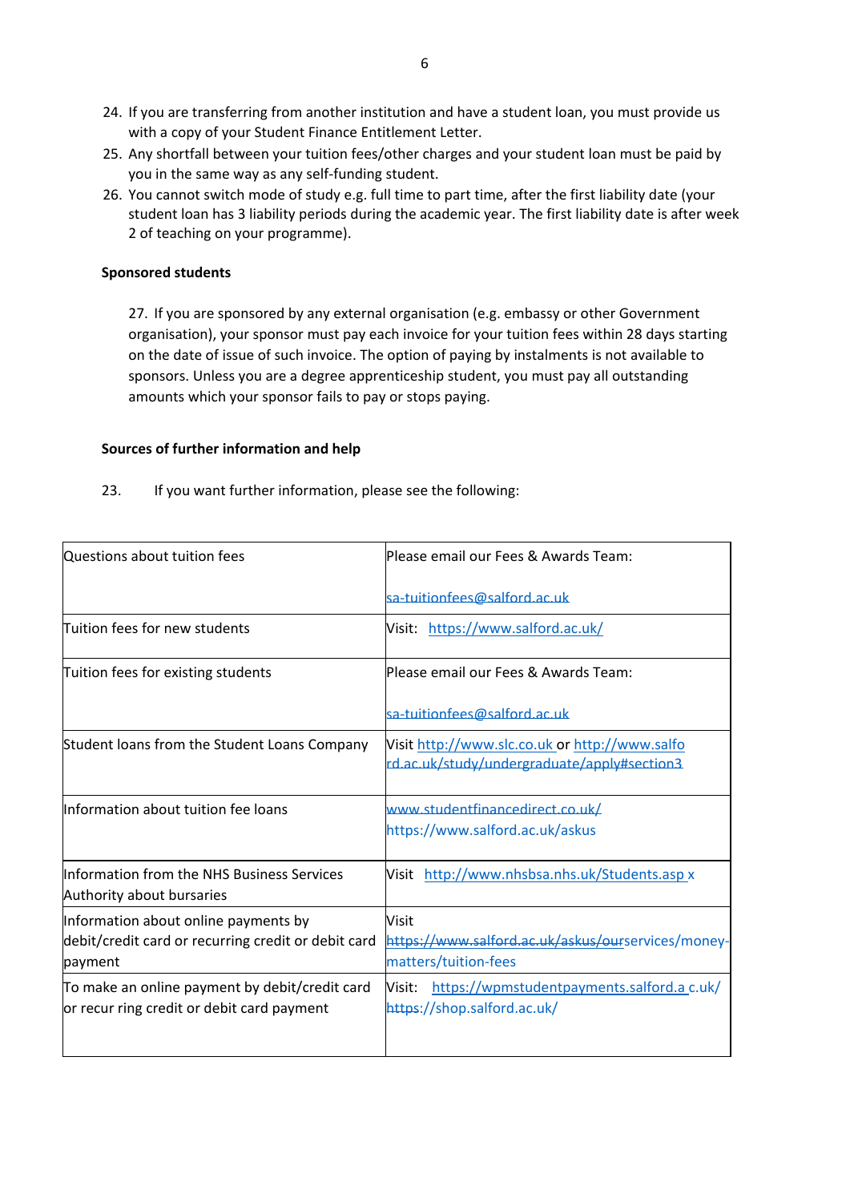24. If you are transferring from another institution and have a student loan, you must provide us with a copy of your Student Finance Entitlement Letter.
25. Any shortfall between your tuition fees/other charges and your student loan must be paid by you in the same way as any self-funding student.
26. You cannot switch mode of study e.g. full time to part time, after the first liability date (your student loan has 3 liability periods during the academic year. The first liability date is after week 2 of teaching on your programme).

**Sponsored students**

27. If you are sponsored by any external organisation (e.g. embassy or other Government organisation), your sponsor must pay each invoice for your tuition fees within 28 days starting on the date of issue of such invoice. The option of paying by instalments is not available to sponsors. Unless you are a degree apprenticeship student, you must pay all outstanding amounts which your sponsor fails to pay or stops paying.

**Sources of further information and help**

23. If you want further information, please see the following:

| | |
|---|---|
| Questions about tuition fees | Please email our Fees & Awards Team:<br><br>sa-tuitionfees@salford.ac.uk |
| Tuition fees for new students | Visit: https://www.salford.ac.uk/ |
| Tuition fees for existing students | Please email our Fees & Awards Team:<br><br>sa-tuitionfees@salford.ac.uk |
| Student loans from the Student Loans Company | Visit http://www.slc.co.uk or http://www.salford.ac.uk/study/undergraduate/apply#section3 |
| Information about tuition fee loans | www.studentfinancedirect.co.uk/<br>https://www.salford.ac.uk/askus |
| Information from the NHS Business Services Authority about bursaries | Visit http://www.nhsbsa.nhs.uk/Students.aspx |
| Information about online payments by debit/credit card or recurring credit or debit card payment | Visit<br>https://www.salford.ac.uk/askus/ourservices/money-matters/tuition-fees |
| To make an online payment by debit/credit card or recur ring credit or debit card payment | Visit: https://wpmstudentpayments.salford.ac.uk/<br>https://shop.salford.ac.uk/ |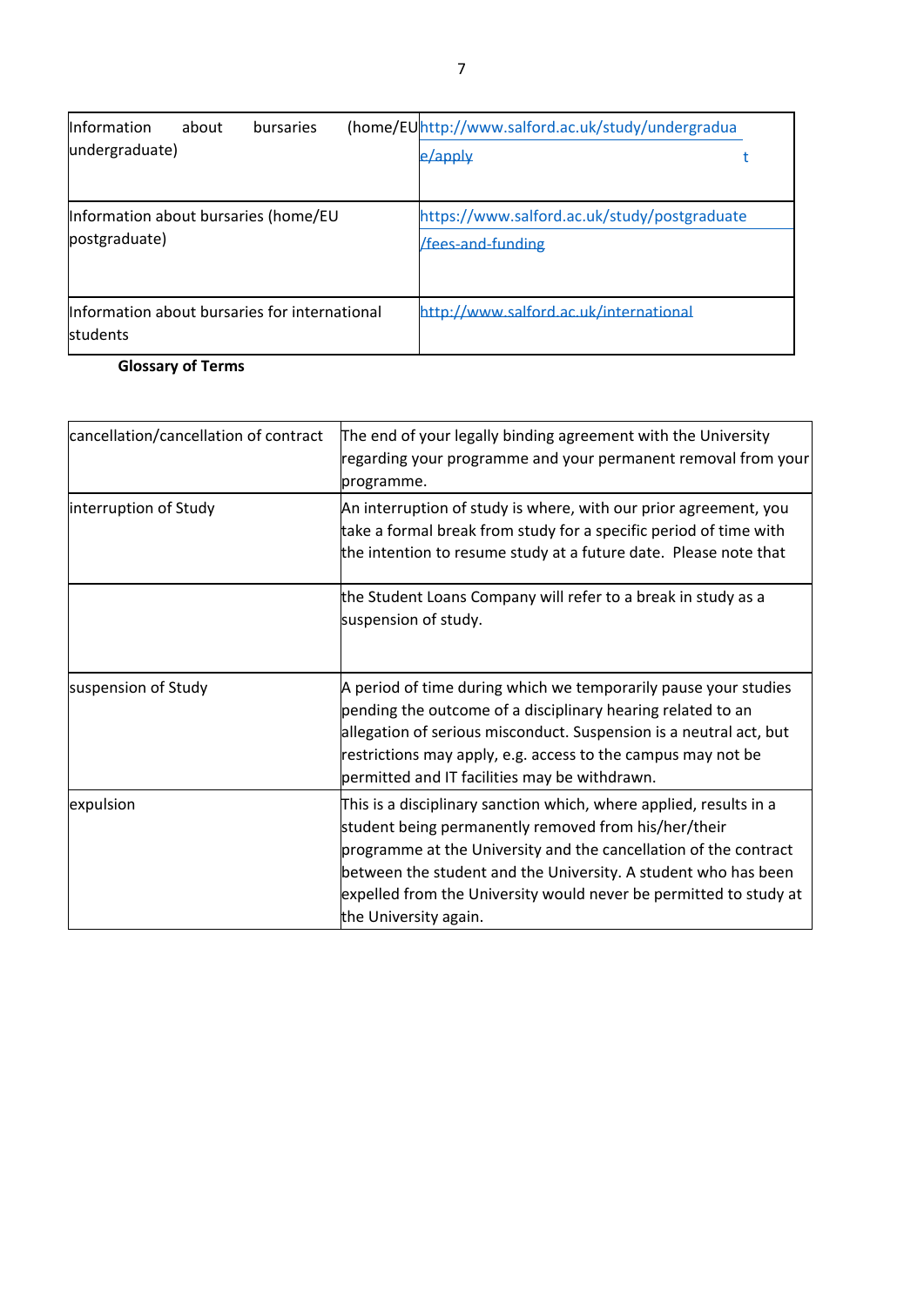| | |
|---|---|
| Information about bursaries (home/EU undergraduate) | http://www.salford.ac.uk/study/undergraduate/apply t |
| Information about bursaries (home/EU postgraduate) | https://www.salford.ac.uk/study/postgraduate/fees-and-funding |
| Information about bursaries for international students | http://www.salford.ac.uk/international |

**Glossary of Terms**

| | |
|---|---|
| cancellation/cancellation of contract | The end of your legally binding agreement with the University regarding your programme and your permanent removal from your programme. |
| interruption of Study | An interruption of study is where, with our prior agreement, you take a formal break from study for a specific period of time with the intention to resume study at a future date. Please note that the Student Loans Company will refer to a break in study as a suspension of study. |
| suspension of Study | A period of time during which we temporarily pause your studies pending the outcome of a disciplinary hearing related to an allegation of serious misconduct. Suspension is a neutral act, but restrictions may apply, e.g. access to the campus may not be permitted and IT facilities may be withdrawn. |
| expulsion | This is a disciplinary sanction which, where applied, results in a student being permanently removed from his/her/their programme at the University and the cancellation of the contract between the student and the University. A student who has been expelled from the University would never be permitted to study at the University again. |